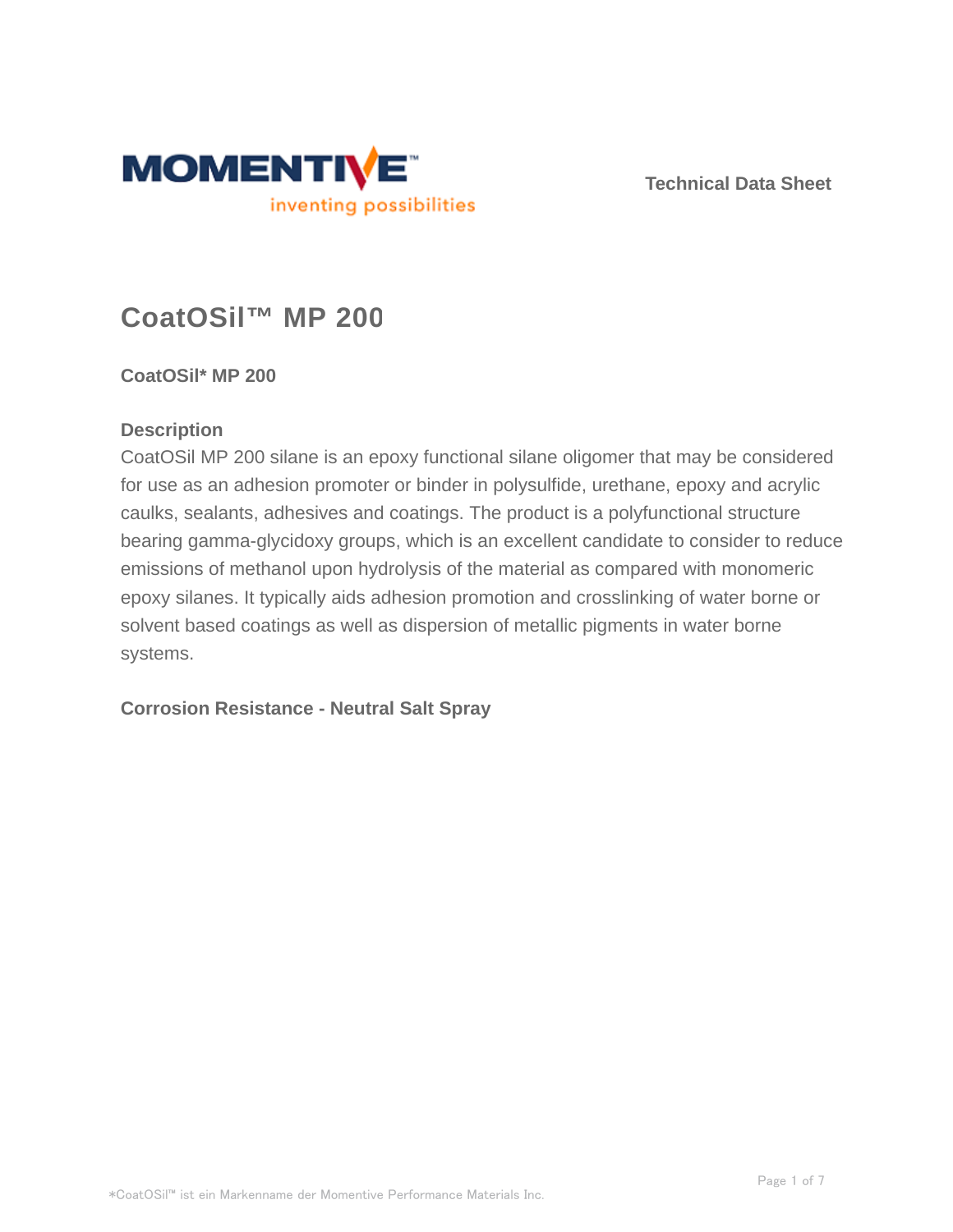Technical Data Sheet

# CoatOSil™ MP 200

### CoatOSil* MP 200

### Description

CoatOSil MP 200 silane is an epoxy functional silane oligomer that may be considered for use as an adhesion promoter or binder in polysulfide, urethane, epoxy and acrylic caulks, sealants, adhesives and coatings. The product is a polyfunctional structure bearing gamma-glycidoxy groups, which is an excellent candidate to consider to reduce emissions of methanol upon hydrolysis of the material as compared with monomeric epoxy silanes. It typically aids adhesion promotion and crosslinking of water borne or solvent based coatings as well as dispersion of metallic pigments in water borne systems.

### Corrosion Resistance - Neutral Salt Spray

*CoatOSil™ ist ein Markenname der Momentive Performance Materials Inc.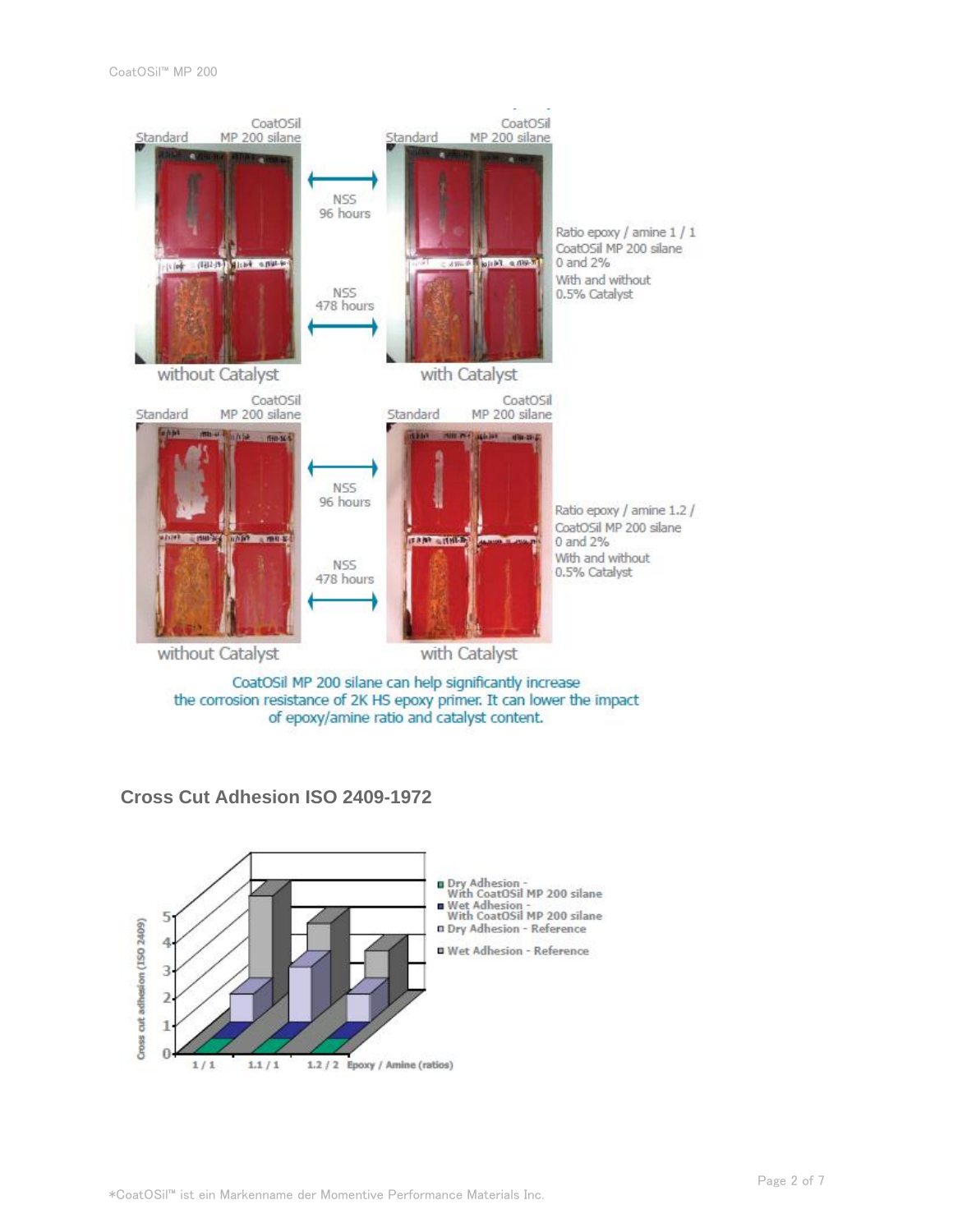Standard | CoatOSil MP 200 silane | | Standard | CoatOSil MP 200 silane

NSS 96 hours

NSS 478 hours

without Catalyst | with Catalyst

Ratio epoxy / amine 1 / 1
CoatOSil MP 200 silane
0 and 2%
With and without
0.5% Catalyst

Standard | CoatOSil MP 200 silane | | Standard | CoatOSil MP 200 silane

NSS 96 hours

NSS 478 hours

without Catalyst | with Catalyst

Ratio epoxy / amine 1.2 /
CoatOSil MP 200 silane
0 and 2%
With and without
0.5% Catalyst

CoatOSil MP 200 silane can help significantly increase the corrosion resistance of 2K HS epoxy primer. It can lower the impact of epoxy/amine ratio and catalyst content.

## Cross Cut Adhesion ISO 2409-1972

Cross cut adhesion (ISO 2409)

0, 1, 2, 3, 4, 5

1 / 1 | 1.1 / 1 | 1.2 / 2 | Epoxy / Amine (ratios)

- Dry Adhesion - With CoatOSil MP 200 silane
- Wet Adhesion - With CoatOSil MP 200 silane
- Dry Adhesion - Reference
- Wet Adhesion - Reference

*CoatOSil™ ist ein Markenname der Momentive Performance Materials Inc.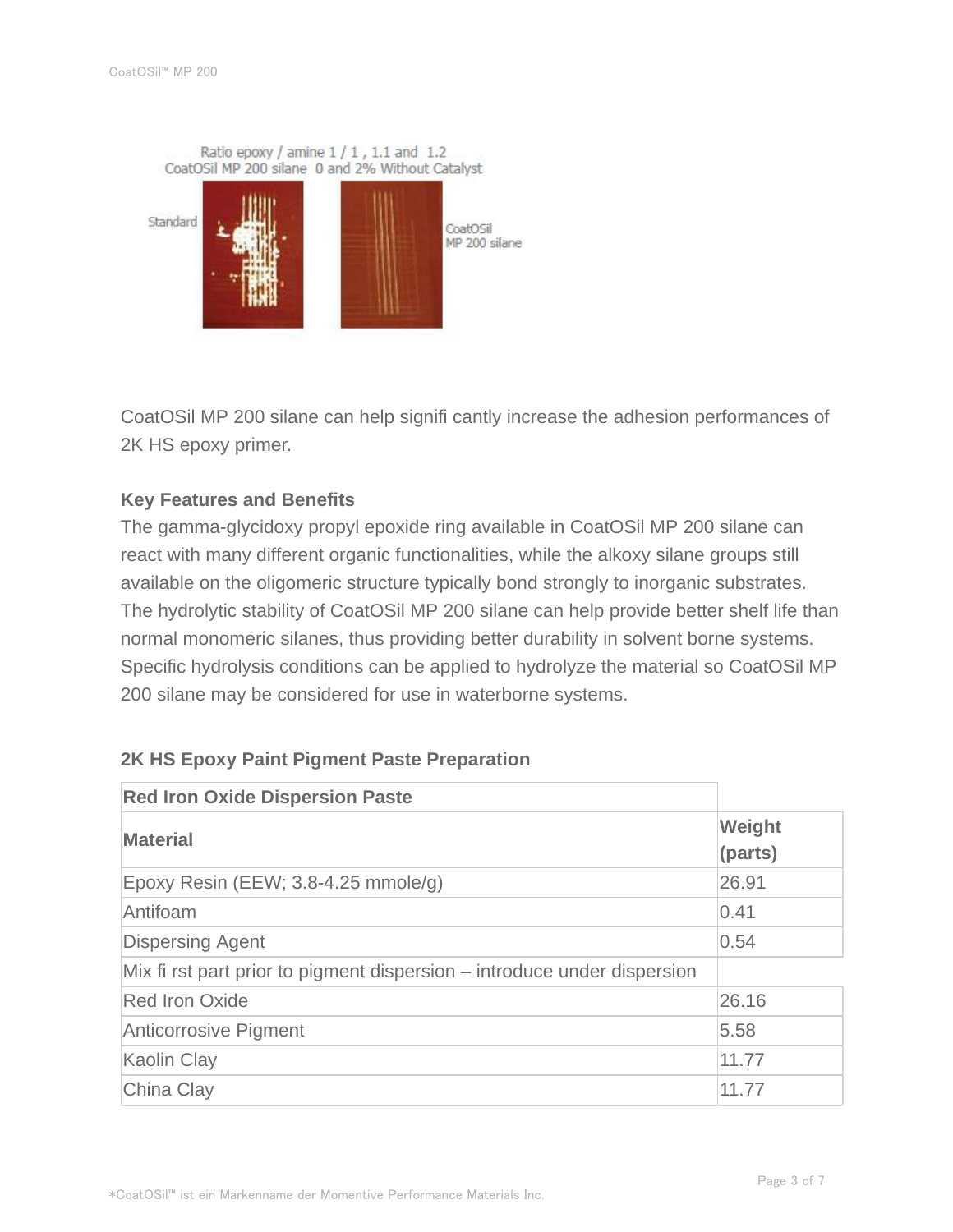Ratio epoxy / amine 1 / 1 , 1.1 and 1.2
CoatOSil MP 200 silane 0 and 2% Without Catalyst

Standard

CoatOSil MP 200 silane

CoatOSil MP 200 silane can help signifi cantly increase the adhesion performances of 2K HS epoxy primer.

### Key Features and Benefits

The gamma-glycidoxy propyl epoxide ring available in CoatOSil MP 200 silane can react with many different organic functionalities, while the alkoxy silane groups still available on the oligomeric structure typically bond strongly to inorganic substrates. The hydrolytic stability of CoatOSil MP 200 silane can help provide better shelf life than normal monomeric silanes, thus providing better durability in solvent borne systems. Specific hydrolysis conditions can be applied to hydrolyze the material so CoatOSil MP 200 silane may be considered for use in waterborne systems.

### 2K HS Epoxy Paint Pigment Paste Preparation

| **Red Iron Oxide Dispersion Paste** | |
|---|---|
| **Material** | **Weight (parts)** |
| Epoxy Resin (EEW; 3.8-4.25 mmole/g) | 26.91 |
| Antifoam | 0.41 |
| Dispersing Agent | 0.54 |
| Mix fi rst part prior to pigment dispersion – introduce under dispersion | |
| Red Iron Oxide | 26.16 |
| Anticorrosive Pigment | 5.58 |
| Kaolin Clay | 11.77 |
| China Clay | 11.77 |

*CoatOSil™ ist ein Markenname der Momentive Performance Materials Inc.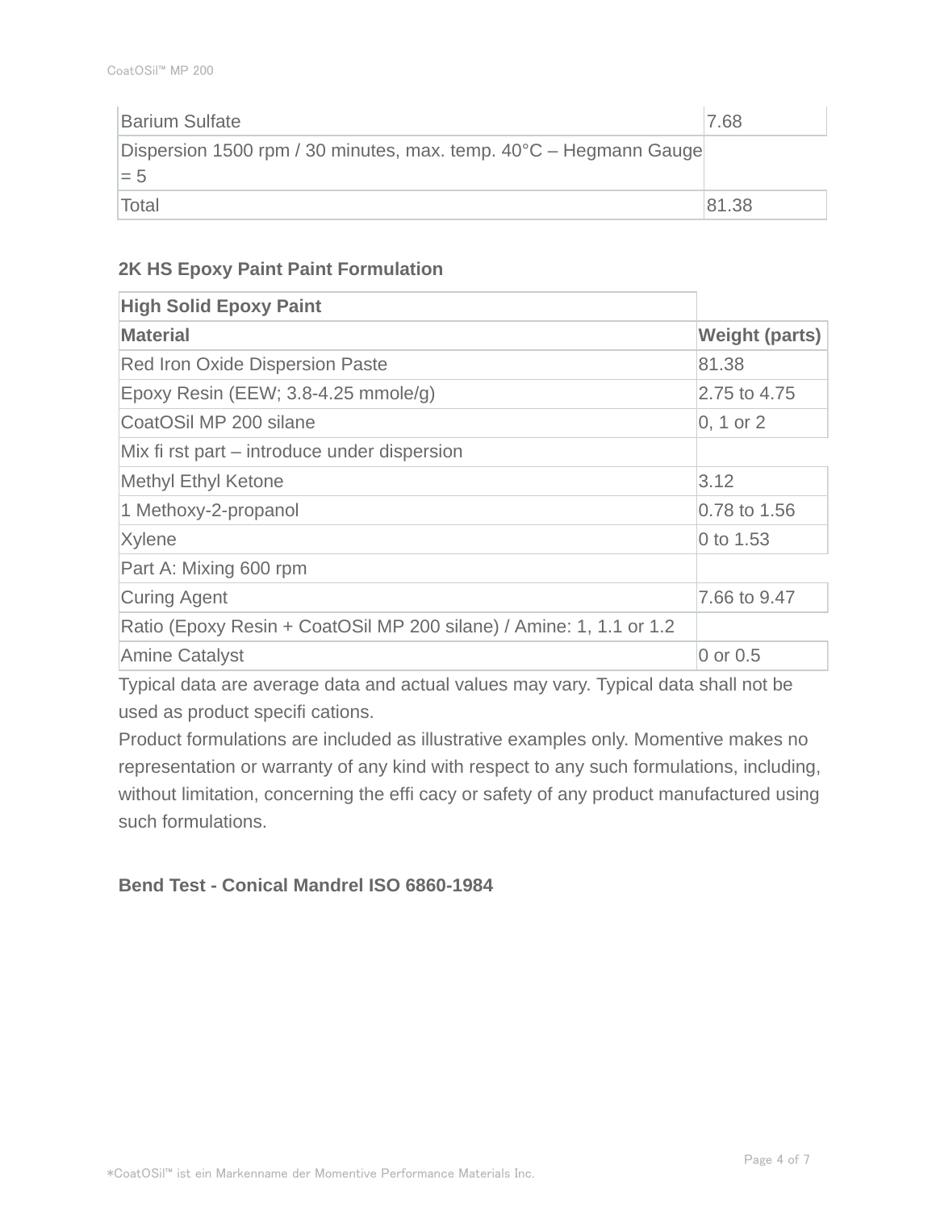| Barium Sulfate | 7.68 |
|---|---|
| Dispersion 1500 rpm / 30 minutes, max. temp. 40°C – Hegmann Gauge = 5 | |
| Total | 81.38 |

**2K HS Epoxy Paint Paint Formulation**

| High Solid Epoxy Paint | |
|---|---|
| **Material** | **Weight (parts)** |
| Red Iron Oxide Dispersion Paste | 81.38 |
| Epoxy Resin (EEW; 3.8-4.25 mmole/g) | 2.75 to 4.75 |
| CoatOSil MP 200 silane | 0, 1 or 2 |
| Mix fi rst part – introduce under dispersion | |
| Methyl Ethyl Ketone | 3.12 |
| 1 Methoxy-2-propanol | 0.78 to 1.56 |
| Xylene | 0 to 1.53 |
| Part A: Mixing 600 rpm | |
| Curing Agent | 7.66 to 9.47 |
| Ratio (Epoxy Resin + CoatOSil MP 200 silane) / Amine: 1, 1.1 or 1.2 | |
| Amine Catalyst | 0 or 0.5 |

Typical data are average data and actual values may vary. Typical data shall not be used as product specifi cations.

Product formulations are included as illustrative examples only. Momentive makes no representation or warranty of any kind with respect to any such formulations, including, without limitation, concerning the effi cacy or safety of any product manufactured using such formulations.

**Bend Test - Conical Mandrel ISO 6860-1984**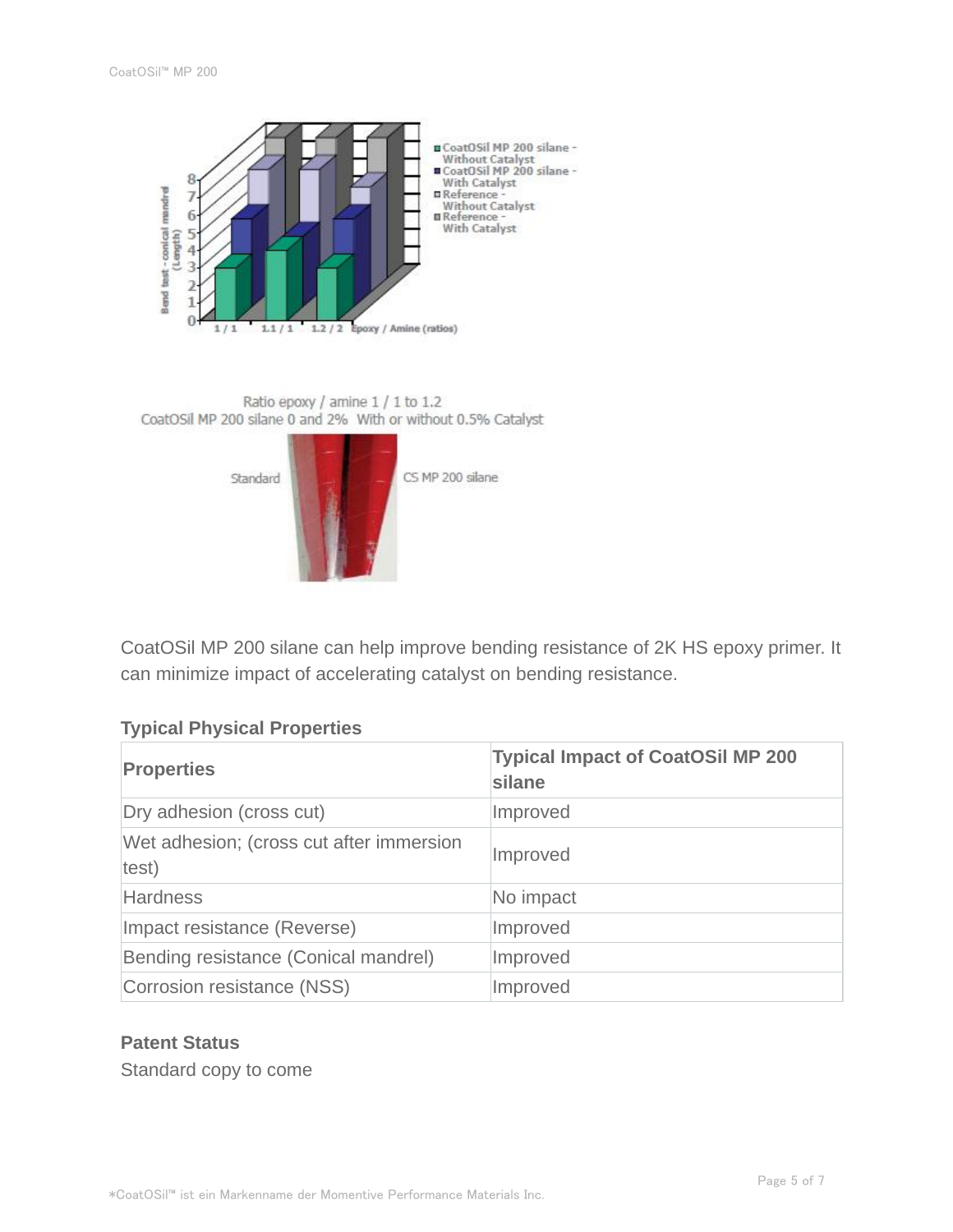CoatOSil MP 200 silane can help improve bending resistance of 2K HS epoxy primer. It can minimize impact of accelerating catalyst on bending resistance.

### Typical Physical Properties

| Properties | Typical Impact of CoatOSil MP 200 silane |
| --- | --- |
| Dry adhesion (cross cut) | Improved |
| Wet adhesion; (cross cut after immersion test) | Improved |
| Hardness | No impact |
| Impact resistance (Reverse) | Improved |
| Bending resistance (Conical mandrel) | Improved |
| Corrosion resistance (NSS) | Improved |

### Patent Status

Standard copy to come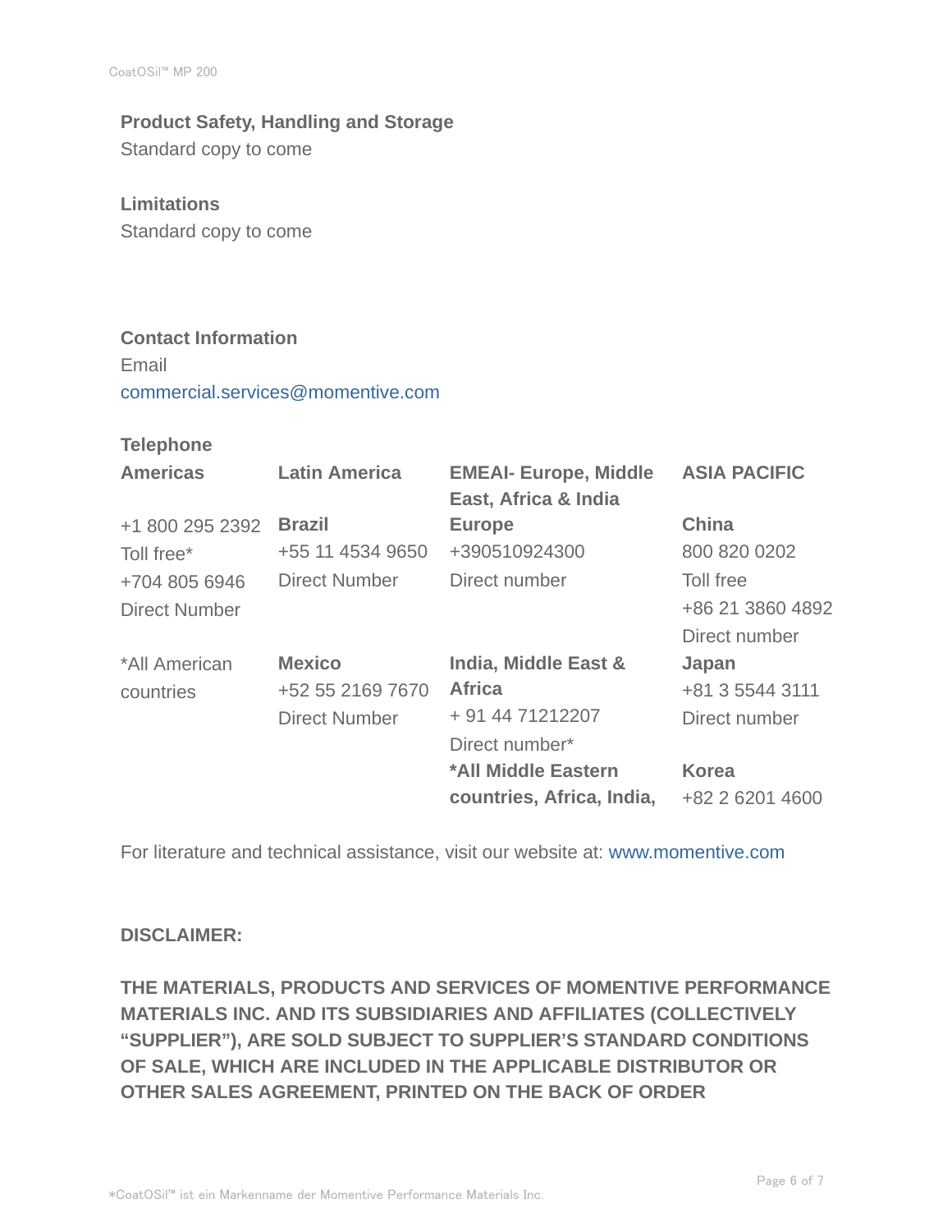## Product Safety, Handling and Storage

Standard copy to come

## Limitations

Standard copy to come

## Contact Information

Email

commercial.services@momentive.com

**Telephone**

| Americas | Latin America | EMEAI- Europe, Middle East, Africa & India | ASIA PACIFIC |
|---|---|---|---|
| +1 800 295 2392 Toll free* +704 805 6946 Direct Number | **Brazil** +55 11 4534 9650 Direct Number | **Europe** +390510924300 Direct number | **China** 800 820 0202 Toll free +86 21 3860 4892 Direct number |
| *All American countries | **Mexico** +52 55 2169 7670 Direct Number | **India, Middle East & Africa** + 91 44 71212207 Direct number* | **Japan** +81 3 5544 3111 Direct number |
| | | ***All Middle Eastern countries, Africa, India,** | **Korea** +82 2 6201 4600 |

For literature and technical assistance, visit our website at: www.momentive.com

**DISCLAIMER:**

**THE MATERIALS, PRODUCTS AND SERVICES OF MOMENTIVE PERFORMANCE MATERIALS INC. AND ITS SUBSIDIARIES AND AFFILIATES (COLLECTIVELY "SUPPLIER"), ARE SOLD SUBJECT TO SUPPLIER'S STANDARD CONDITIONS OF SALE, WHICH ARE INCLUDED IN THE APPLICABLE DISTRIBUTOR OR OTHER SALES AGREEMENT, PRINTED ON THE BACK OF ORDER**

*CoatOSil™ ist ein Markenname der Momentive Performance Materials Inc.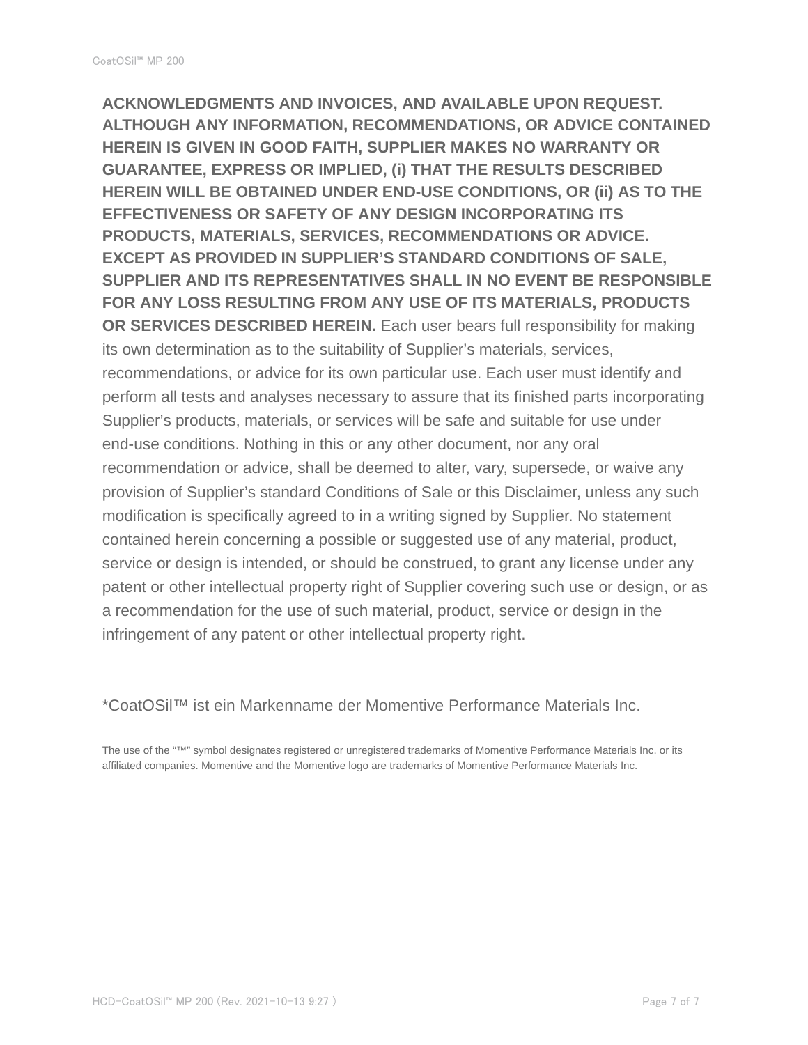**ACKNOWLEDGMENTS AND INVOICES, AND AVAILABLE UPON REQUEST. ALTHOUGH ANY INFORMATION, RECOMMENDATIONS, OR ADVICE CONTAINED HEREIN IS GIVEN IN GOOD FAITH, SUPPLIER MAKES NO WARRANTY OR GUARANTEE, EXPRESS OR IMPLIED, (i) THAT THE RESULTS DESCRIBED HEREIN WILL BE OBTAINED UNDER END-USE CONDITIONS, OR (ii) AS TO THE EFFECTIVENESS OR SAFETY OF ANY DESIGN INCORPORATING ITS PRODUCTS, MATERIALS, SERVICES, RECOMMENDATIONS OR ADVICE. EXCEPT AS PROVIDED IN SUPPLIER'S STANDARD CONDITIONS OF SALE, SUPPLIER AND ITS REPRESENTATIVES SHALL IN NO EVENT BE RESPONSIBLE FOR ANY LOSS RESULTING FROM ANY USE OF ITS MATERIALS, PRODUCTS OR SERVICES DESCRIBED HEREIN.** Each user bears full responsibility for making its own determination as to the suitability of Supplier's materials, services, recommendations, or advice for its own particular use. Each user must identify and perform all tests and analyses necessary to assure that its finished parts incorporating Supplier's products, materials, or services will be safe and suitable for use under end-use conditions. Nothing in this or any other document, nor any oral recommendation or advice, shall be deemed to alter, vary, supersede, or waive any provision of Supplier's standard Conditions of Sale or this Disclaimer, unless any such modification is specifically agreed to in a writing signed by Supplier. No statement contained herein concerning a possible or suggested use of any material, product, service or design is intended, or should be construed, to grant any license under any patent or other intellectual property right of Supplier covering such use or design, or as a recommendation for the use of such material, product, service or design in the infringement of any patent or other intellectual property right.

*CoatOSil™ ist ein Markenname der Momentive Performance Materials Inc.

The use of the "™" symbol designates registered or unregistered trademarks of Momentive Performance Materials Inc. or its affiliated companies. Momentive and the Momentive logo are trademarks of Momentive Performance Materials Inc.